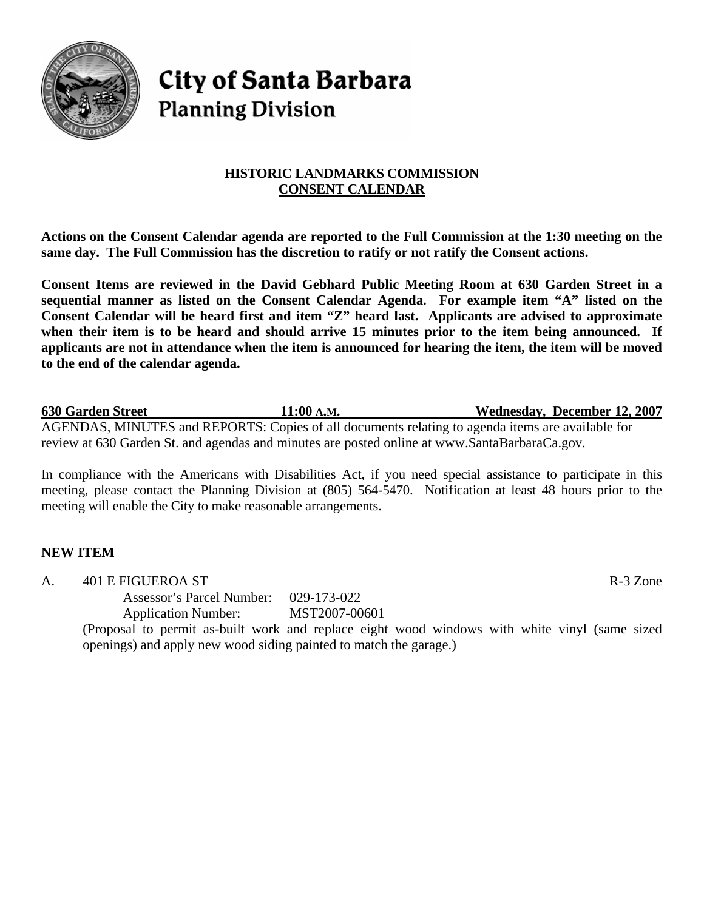# City of Santa Barbara
## Planning Division

**HISTORIC LANDMARKS COMMISSION**
**CONSENT CALENDAR**

**Actions on the Consent Calendar agenda are reported to the Full Commission at the 1:30 meeting on the same day. The Full Commission has the discretion to ratify or not ratify the Consent actions.**

**Consent Items are reviewed in the David Gebhard Public Meeting Room at 630 Garden Street in a sequential manner as listed on the Consent Calendar Agenda. For example item "A" listed on the Consent Calendar will be heard first and item "Z" heard last. Applicants are advised to approximate when their item is to be heard and should arrive 15 minutes prior to the item being announced. If applicants are not in attendance when the item is announced for hearing the item, the item will be moved to the end of the calendar agenda.**

**630 Garden Street** **11:00 A.M.** **Wednesday, December 12, 2007**

AGENDAS, MINUTES and REPORTS: Copies of all documents relating to agenda items are available for review at 630 Garden St. and agendas and minutes are posted online at www.SantaBarbaraCa.gov.

In compliance with the Americans with Disabilities Act, if you need special assistance to participate in this meeting, please contact the Planning Division at (805) 564-5470. Notification at least 48 hours prior to the meeting will enable the City to make reasonable arrangements.

## NEW ITEM

A. 401 E FIGUEROA ST R-3 Zone

Assessor's Parcel Number: 029-173-022
Application Number: MST2007-00601

(Proposal to permit as-built work and replace eight wood windows with white vinyl (same sized openings) and apply new wood siding painted to match the garage.)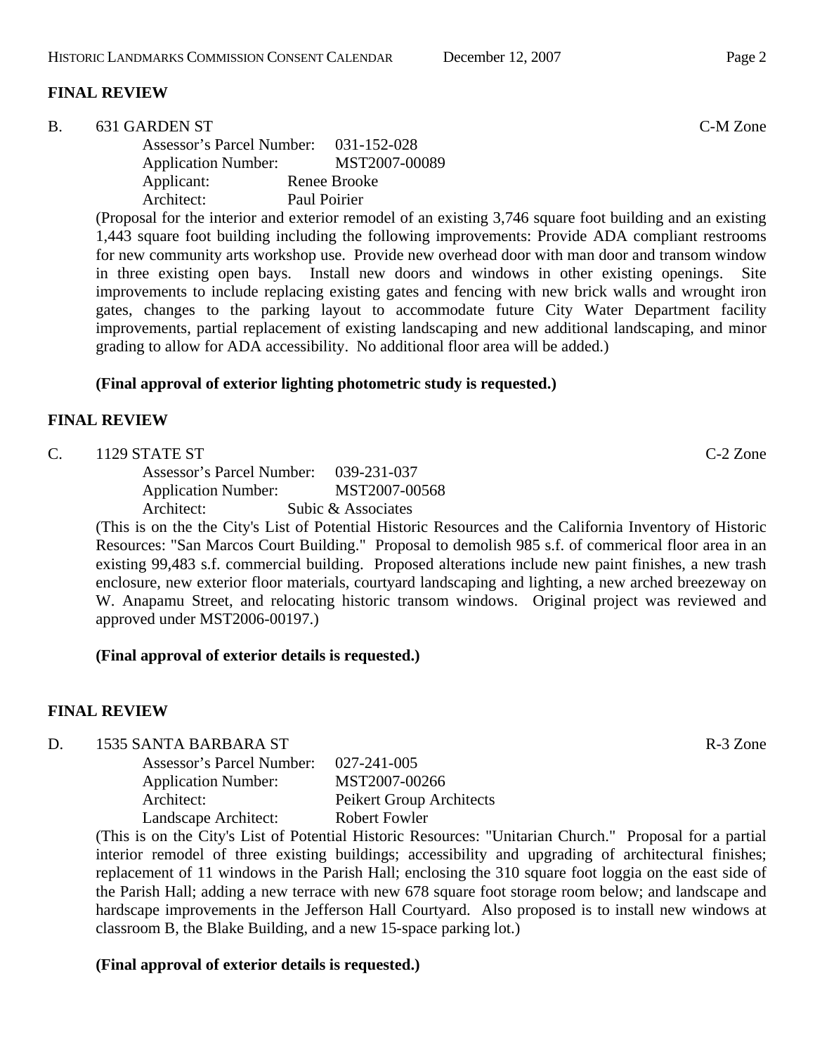## FINAL REVIEW

B. 631 GARDEN ST C-M Zone

Assessor's Parcel Number: 031-152-028
Application Number: MST2007-00089
Applicant: Renee Brooke
Architect: Paul Poirier

(Proposal for the interior and exterior remodel of an existing 3,746 square foot building and an existing 1,443 square foot building including the following improvements: Provide ADA compliant restrooms for new community arts workshop use. Provide new overhead door with man door and transom window in three existing open bays. Install new doors and windows in other existing openings. Site improvements to include replacing existing gates and fencing with new brick walls and wrought iron gates, changes to the parking layout to accommodate future City Water Department facility improvements, partial replacement of existing landscaping and new additional landscaping, and minor grading to allow for ADA accessibility. No additional floor area will be added.)

**(Final approval of exterior lighting photometric study is requested.)**

## FINAL REVIEW

C. 1129 STATE ST C-2 Zone

Assessor's Parcel Number: 039-231-037
Application Number: MST2007-00568
Architect: Subic & Associates

(This is on the the City's List of Potential Historic Resources and the California Inventory of Historic Resources: "San Marcos Court Building." Proposal to demolish 985 s.f. of commerical floor area in an existing 99,483 s.f. commercial building. Proposed alterations include new paint finishes, a new trash enclosure, new exterior floor materials, courtyard landscaping and lighting, a new arched breezeway on W. Anapamu Street, and relocating historic transom windows. Original project was reviewed and approved under MST2006-00197.)

**(Final approval of exterior details is requested.)**

## FINAL REVIEW

D. 1535 SANTA BARBARA ST R-3 Zone

Assessor's Parcel Number: 027-241-005
Application Number: MST2007-00266
Architect: Peikert Group Architects
Landscape Architect: Robert Fowler

(This is on the City's List of Potential Historic Resources: "Unitarian Church." Proposal for a partial interior remodel of three existing buildings; accessibility and upgrading of architectural finishes; replacement of 11 windows in the Parish Hall; enclosing the 310 square foot loggia on the east side of the Parish Hall; adding a new terrace with new 678 square foot storage room below; and landscape and hardscape improvements in the Jefferson Hall Courtyard. Also proposed is to install new windows at classroom B, the Blake Building, and a new 15-space parking lot.)

**(Final approval of exterior details is requested.)**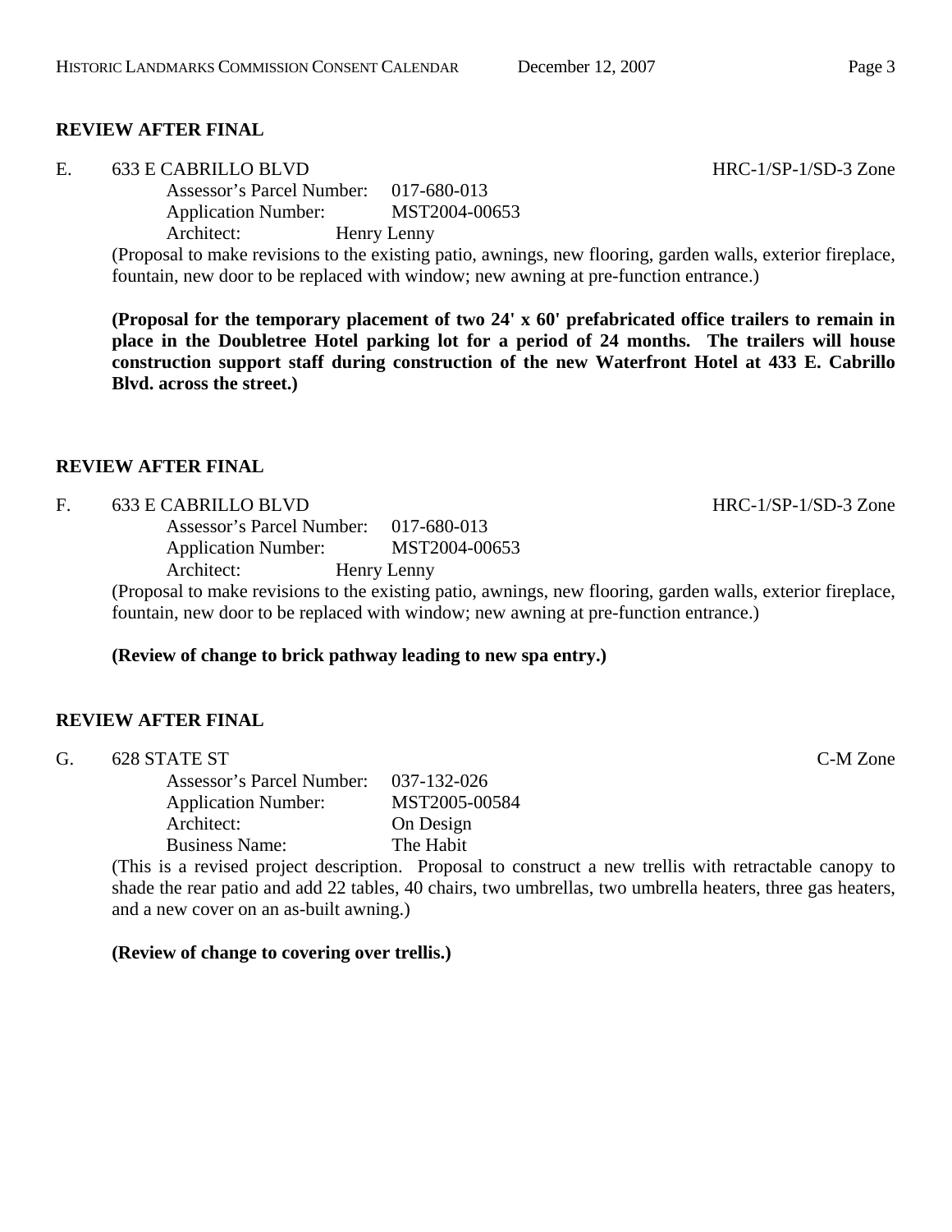## REVIEW AFTER FINAL

E. 633 E CABRILLO BLVD HRC-1/SP-1/SD-3 Zone

Assessor's Parcel Number: 017-680-013
Application Number: MST2004-00653
Architect: Henry Lenny

(Proposal to make revisions to the existing patio, awnings, new flooring, garden walls, exterior fireplace, fountain, new door to be replaced with window; new awning at pre-function entrance.)

**(Proposal for the temporary placement of two 24' x 60' prefabricated office trailers to remain in place in the Doubletree Hotel parking lot for a period of 24 months. The trailers will house construction support staff during construction of the new Waterfront Hotel at 433 E. Cabrillo Blvd. across the street.)**

## REVIEW AFTER FINAL

F. 633 E CABRILLO BLVD HRC-1/SP-1/SD-3 Zone

Assessor's Parcel Number: 017-680-013
Application Number: MST2004-00653
Architect: Henry Lenny

(Proposal to make revisions to the existing patio, awnings, new flooring, garden walls, exterior fireplace, fountain, new door to be replaced with window; new awning at pre-function entrance.)

**(Review of change to brick pathway leading to new spa entry.)**

## REVIEW AFTER FINAL

G. 628 STATE ST C-M Zone

Assessor's Parcel Number: 037-132-026
Application Number: MST2005-00584
Architect: On Design
Business Name: The Habit

(This is a revised project description. Proposal to construct a new trellis with retractable canopy to shade the rear patio and add 22 tables, 40 chairs, two umbrellas, two umbrella heaters, three gas heaters, and a new cover on an as-built awning.)

**(Review of change to covering over trellis.)**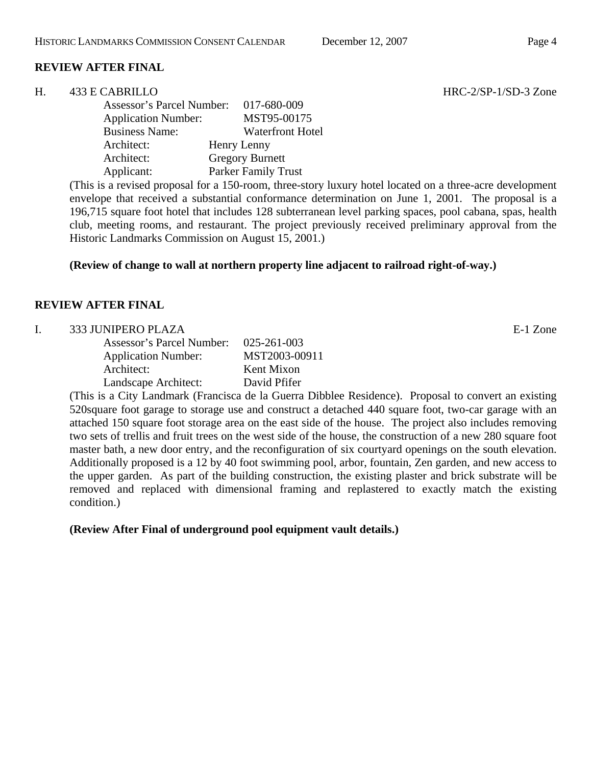## REVIEW AFTER FINAL

H. 433 E CABRILLO HRC-2/SP-1/SD-3 Zone

Assessor's Parcel Number: 017-680-009
Application Number: MST95-00175
Business Name: Waterfront Hotel
Architect: Henry Lenny
Architect: Gregory Burnett
Applicant: Parker Family Trust

(This is a revised proposal for a 150-room, three-story luxury hotel located on a three-acre development envelope that received a substantial conformance determination on June 1, 2001. The proposal is a 196,715 square foot hotel that includes 128 subterranean level parking spaces, pool cabana, spas, health club, meeting rooms, and restaurant. The project previously received preliminary approval from the Historic Landmarks Commission on August 15, 2001.)

**(Review of change to wall at northern property line adjacent to railroad right-of-way.)**

## REVIEW AFTER FINAL

I. 333 JUNIPERO PLAZA E-1 Zone

Assessor's Parcel Number: 025-261-003
Application Number: MST2003-00911
Architect: Kent Mixon
Landscape Architect: David Pfifer

(This is a City Landmark (Francisca de la Guerra Dibblee Residence). Proposal to convert an existing 520square foot garage to storage use and construct a detached 440 square foot, two-car garage with an attached 150 square foot storage area on the east side of the house. The project also includes removing two sets of trellis and fruit trees on the west side of the house, the construction of a new 280 square foot master bath, a new door entry, and the reconfiguration of six courtyard openings on the south elevation. Additionally proposed is a 12 by 40 foot swimming pool, arbor, fountain, Zen garden, and new access to the upper garden. As part of the building construction, the existing plaster and brick substrate will be removed and replaced with dimensional framing and replastered to exactly match the existing condition.)

**(Review After Final of underground pool equipment vault details.)**